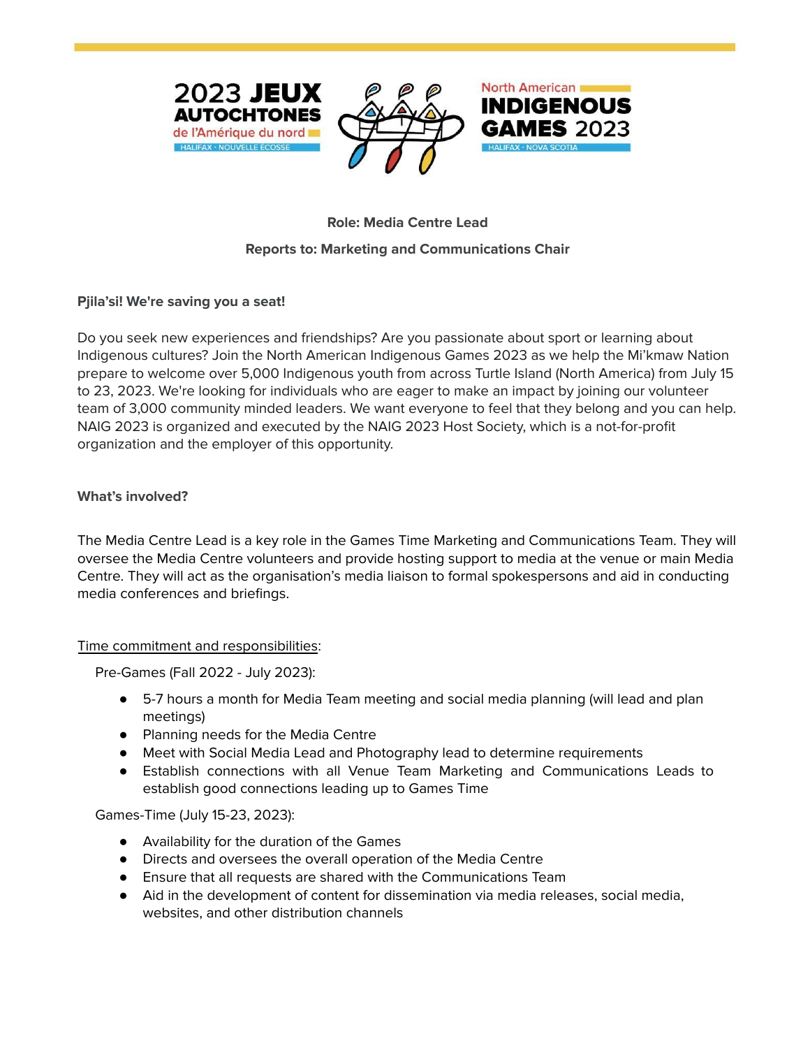**Role: Media Centre Lead**

**Reports to: Marketing and Communications Chair**

**Pjila'si! We're saving you a seat!**

Do you seek new experiences and friendships? Are you passionate about sport or learning about Indigenous cultures? Join the North American Indigenous Games 2023 as we help the Mi'kmaw Nation prepare to welcome over 5,000 Indigenous youth from across Turtle Island (North America) from July 15 to 23, 2023. We're looking for individuals who are eager to make an impact by joining our volunteer team of 3,000 community minded leaders. We want everyone to feel that they belong and you can help. NAIG 2023 is organized and executed by the NAIG 2023 Host Society, which is a not-for-profit organization and the employer of this opportunity.

**What's involved?**

The Media Centre Lead is a key role in the Games Time Marketing and Communications Team. They will oversee the Media Centre volunteers and provide hosting support to media at the venue or main Media Centre. They will act as the organisation's media liaison to formal spokespersons and aid in conducting media conferences and briefings.

Time commitment and responsibilities:

Pre-Games (Fall 2022 - July 2023):

- 5-7 hours a month for Media Team meeting and social media planning (will lead and plan meetings)
- Planning needs for the Media Centre
- Meet with Social Media Lead and Photography lead to determine requirements
- Establish connections with all Venue Team Marketing and Communications Leads to establish good connections leading up to Games Time

Games-Time (July 15-23, 2023):

- Availability for the duration of the Games
- Directs and oversees the overall operation of the Media Centre
- Ensure that all requests are shared with the Communications Team
- Aid in the development of content for dissemination via media releases, social media, websites, and other distribution channels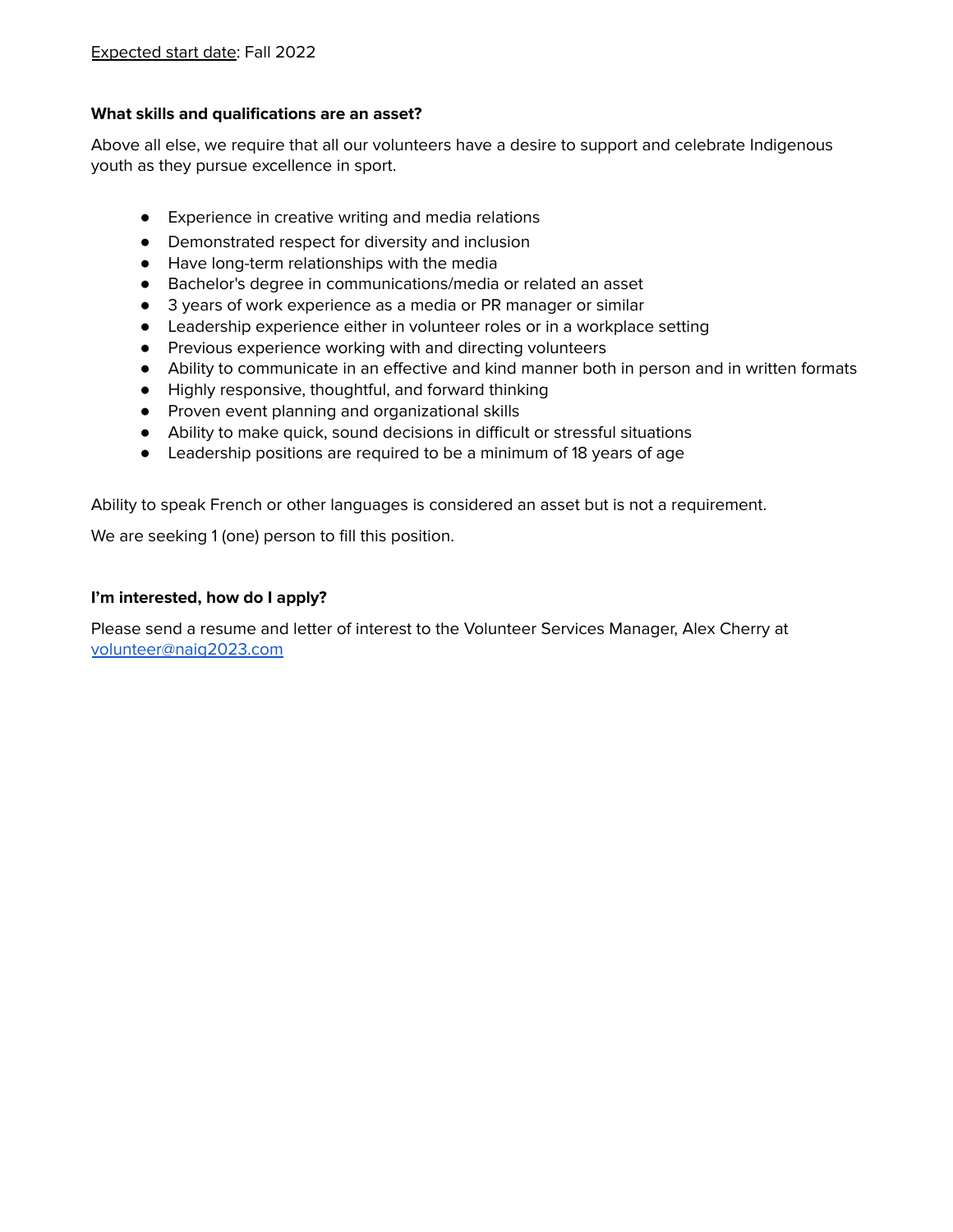Expected start date: Fall 2022

### What skills and qualifications are an asset?

Above all else, we require that all our volunteers have a desire to support and celebrate Indigenous youth as they pursue excellence in sport.

- Experience in creative writing and media relations
- Demonstrated respect for diversity and inclusion
- Have long-term relationships with the media
- Bachelor's degree in communications/media or related an asset
- 3 years of work experience as a media or PR manager or similar
- Leadership experience either in volunteer roles or in a workplace setting
- Previous experience working with and directing volunteers
- Ability to communicate in an effective and kind manner both in person and in written formats
- Highly responsive, thoughtful, and forward thinking
- Proven event planning and organizational skills
- Ability to make quick, sound decisions in difficult or stressful situations
- Leadership positions are required to be a minimum of 18 years of age

Ability to speak French or other languages is considered an asset but is not a requirement.

We are seeking 1 (one) person to fill this position.

### I'm interested, how do I apply?

Please send a resume and letter of interest to the Volunteer Services Manager, Alex Cherry at volunteer@naig2023.com